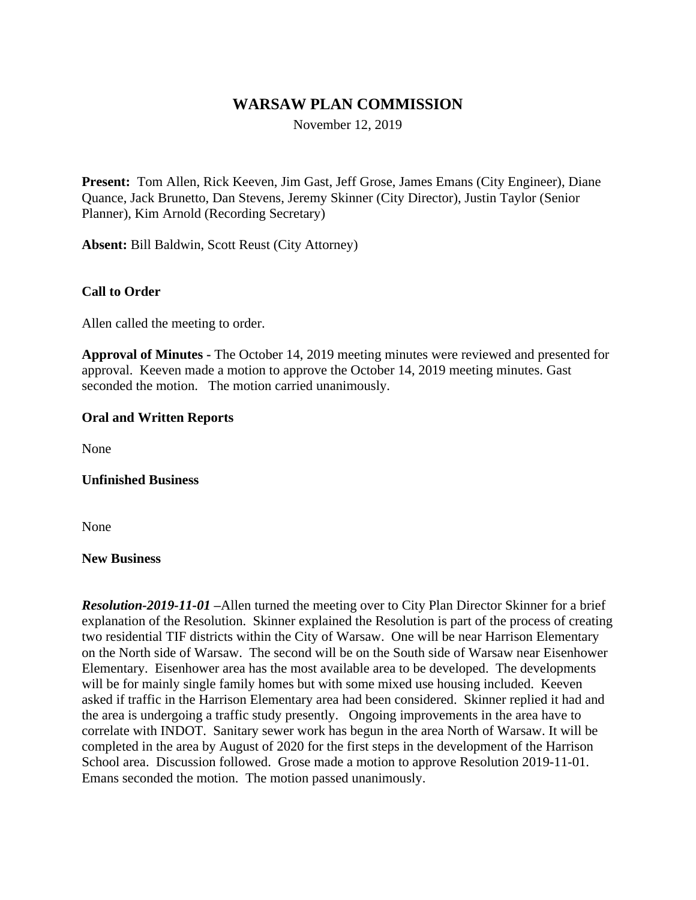# WARSAW PLAN COMMISSION

November 12, 2019

**Present:** Tom Allen, Rick Keeven, Jim Gast, Jeff Grose, James Emans (City Engineer), Diane Quance, Jack Brunetto, Dan Stevens, Jeremy Skinner (City Director), Justin Taylor (Senior Planner), Kim Arnold (Recording Secretary)

**Absent:** Bill Baldwin, Scott Reust (City Attorney)

**Call to Order**

Allen called the meeting to order.

**Approval of Minutes -** The October 14, 2019 meeting minutes were reviewed and presented for approval. Keeven made a motion to approve the October 14, 2019 meeting minutes. Gast seconded the motion. The motion carried unanimously.

**Oral and Written Reports**

None

**Unfinished Business**

None

**New Business**

***Resolution-2019-11-01*** **–**Allen turned the meeting over to City Plan Director Skinner for a brief explanation of the Resolution. Skinner explained the Resolution is part of the process of creating two residential TIF districts within the City of Warsaw. One will be near Harrison Elementary on the North side of Warsaw. The second will be on the South side of Warsaw near Eisenhower Elementary. Eisenhower area has the most available area to be developed. The developments will be for mainly single family homes but with some mixed use housing included. Keeven asked if traffic in the Harrison Elementary area had been considered. Skinner replied it had and the area is undergoing a traffic study presently. Ongoing improvements in the area have to correlate with INDOT. Sanitary sewer work has begun in the area North of Warsaw. It will be completed in the area by August of 2020 for the first steps in the development of the Harrison School area. Discussion followed. Grose made a motion to approve Resolution 2019-11-01. Emans seconded the motion. The motion passed unanimously.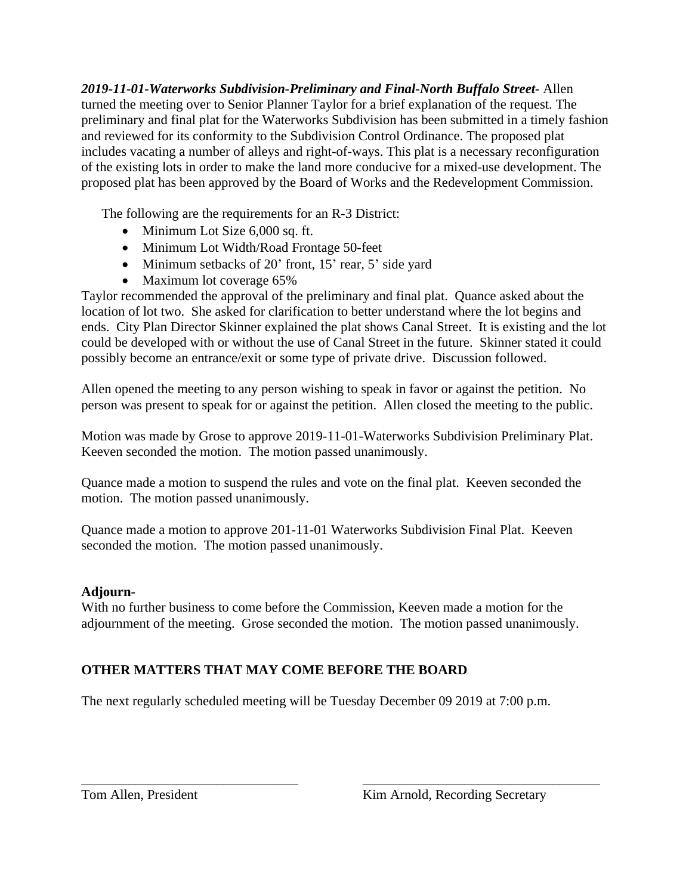***2019-11-01-Waterworks Subdivision-Preliminary and Final-North Buffalo Street-*** Allen turned the meeting over to Senior Planner Taylor for a brief explanation of the request. The preliminary and final plat for the Waterworks Subdivision has been submitted in a timely fashion and reviewed for its conformity to the Subdivision Control Ordinance. The proposed plat includes vacating a number of alleys and right-of-ways. This plat is a necessary reconfiguration of the existing lots in order to make the land more conducive for a mixed-use development. The proposed plat has been approved by the Board of Works and the Redevelopment Commission.

The following are the requirements for an R-3 District:

- Minimum Lot Size 6,000 sq. ft.
- Minimum Lot Width/Road Frontage 50-feet
- Minimum setbacks of 20' front, 15' rear, 5' side yard
- Maximum lot coverage 65%

Taylor recommended the approval of the preliminary and final plat. Quance asked about the location of lot two. She asked for clarification to better understand where the lot begins and ends. City Plan Director Skinner explained the plat shows Canal Street. It is existing and the lot could be developed with or without the use of Canal Street in the future. Skinner stated it could possibly become an entrance/exit or some type of private drive. Discussion followed.

Allen opened the meeting to any person wishing to speak in favor or against the petition. No person was present to speak for or against the petition. Allen closed the meeting to the public.

Motion was made by Grose to approve 2019-11-01-Waterworks Subdivision Preliminary Plat. Keeven seconded the motion. The motion passed unanimously.

Quance made a motion to suspend the rules and vote on the final plat. Keeven seconded the motion. The motion passed unanimously.

Quance made a motion to approve 201-11-01 Waterworks Subdivision Final Plat. Keeven seconded the motion. The motion passed unanimously.

**Adjourn-**

With no further business to come before the Commission, Keeven made a motion for the adjournment of the meeting. Grose seconded the motion. The motion passed unanimously.

**OTHER MATTERS THAT MAY COME BEFORE THE BOARD**

The next regularly scheduled meeting will be Tuesday December 09 2019 at 7:00 p.m.

\_\_\_\_\_\_\_\_\_\_\_\_\_\_\_\_\_\_\_\_\_\_\_\_\_\_\_\_\_\_\_\_ \_\_\_\_\_\_\_\_\_\_\_\_\_\_\_\_\_\_\_\_\_\_\_\_\_\_\_\_\_\_\_\_\_\_\_

Tom Allen, President Kim Arnold, Recording Secretary